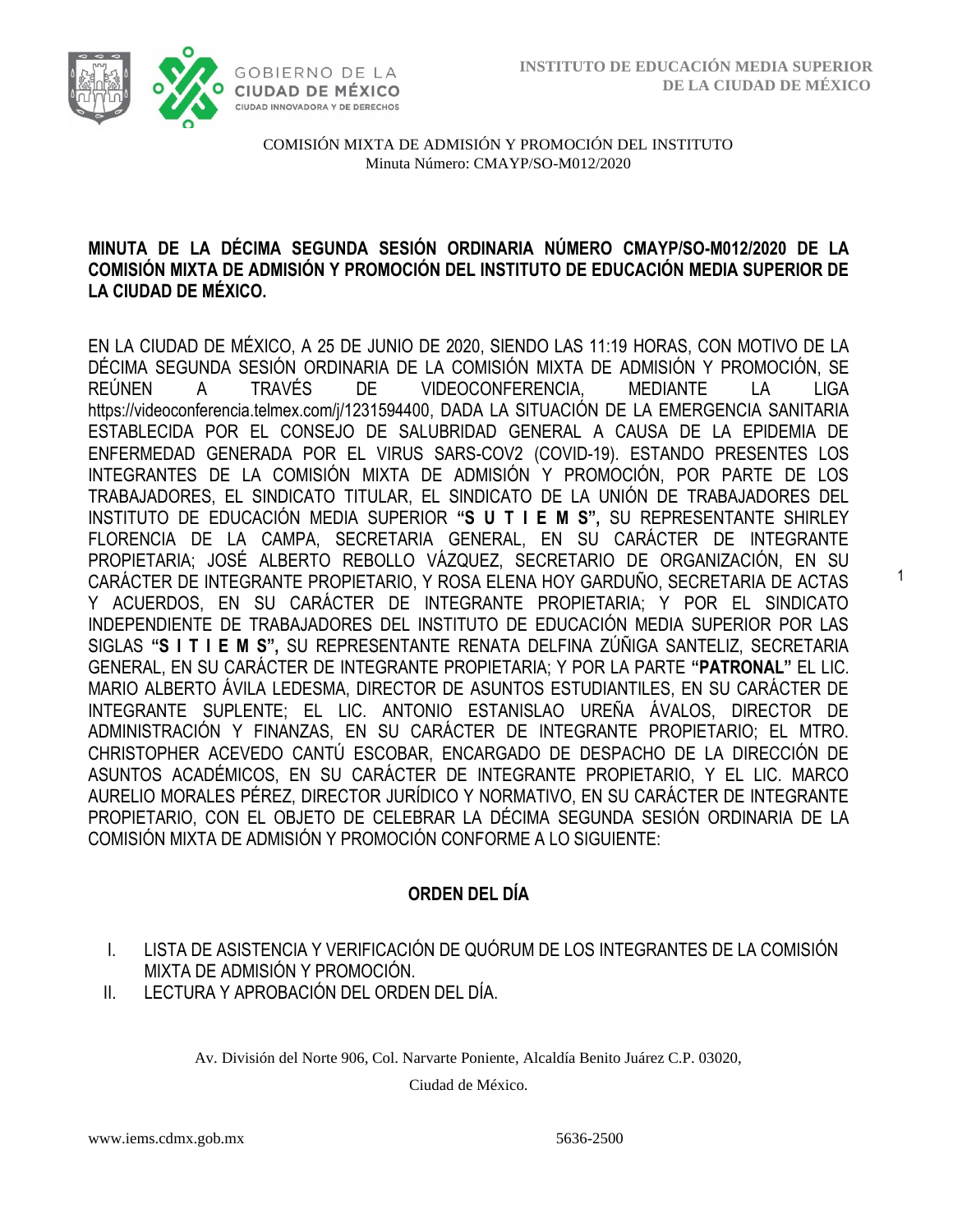COMISIÓN MIXTA DE ADMISIÓN Y PROMOCIÓN DEL INSTITUTO
Minuta Número: CMAYP/SO-M012/2020

**MINUTA DE LA DÉCIMA SEGUNDA SESIÓN ORDINARIA NÚMERO CMAYP/SO-M012/2020 DE LA COMISIÓN MIXTA DE ADMISIÓN Y PROMOCIÓN DEL INSTITUTO DE EDUCACIÓN MEDIA SUPERIOR DE LA CIUDAD DE MÉXICO.**

EN LA CIUDAD DE MÉXICO, A 25 DE JUNIO DE 2020, SIENDO LAS 11:19 HORAS, CON MOTIVO DE LA DÉCIMA SEGUNDA SESIÓN ORDINARIA DE LA COMISIÓN MIXTA DE ADMISIÓN Y PROMOCIÓN, SE REÚNEN A TRAVÉS DE VIDEOCONFERENCIA, MEDIANTE LA LIGA https://videoconferencia.telmex.com/j/1231594400, DADA LA SITUACIÓN DE LA EMERGENCIA SANITARIA ESTABLECIDA POR EL CONSEJO DE SALUBRIDAD GENERAL A CAUSA DE LA EPIDEMIA DE ENFERMEDAD GENERADA POR EL VIRUS SARS-COV2 (COVID-19). ESTANDO PRESENTES LOS INTEGRANTES DE LA COMISIÓN MIXTA DE ADMISIÓN Y PROMOCIÓN, POR PARTE DE LOS TRABAJADORES, EL SINDICATO TITULAR, EL SINDICATO DE LA UNIÓN DE TRABAJADORES DEL INSTITUTO DE EDUCACIÓN MEDIA SUPERIOR **"S U T I E M S",** SU REPRESENTANTE SHIRLEY FLORENCIA DE LA CAMPA, SECRETARIA GENERAL, EN SU CARÁCTER DE INTEGRANTE PROPIETARIA; JOSÉ ALBERTO REBOLLO VÁZQUEZ, SECRETARIO DE ORGANIZACIÓN, EN SU CARÁCTER DE INTEGRANTE PROPIETARIO, Y ROSA ELENA HOY GARDUÑO, SECRETARIA DE ACTAS Y ACUERDOS, EN SU CARÁCTER DE INTEGRANTE PROPIETARIA; Y POR EL SINDICATO INDEPENDIENTE DE TRABAJADORES DEL INSTITUTO DE EDUCACIÓN MEDIA SUPERIOR POR LAS SIGLAS **"S I T I E M S",** SU REPRESENTANTE RENATA DELFINA ZÚÑIGA SANTELIZ, SECRETARIA GENERAL, EN SU CARÁCTER DE INTEGRANTE PROPIETARIA; Y POR LA PARTE **"PATRONAL"** EL LIC. MARIO ALBERTO ÁVILA LEDESMA, DIRECTOR DE ASUNTOS ESTUDIANTILES, EN SU CARÁCTER DE INTEGRANTE SUPLENTE; EL LIC. ANTONIO ESTANISLAO UREÑA ÁVALOS, DIRECTOR DE ADMINISTRACIÓN Y FINANZAS, EN SU CARÁCTER DE INTEGRANTE PROPIETARIO; EL MTRO. CHRISTOPHER ACEVEDO CANTÚ ESCOBAR, ENCARGADO DE DESPACHO DE LA DIRECCIÓN DE ASUNTOS ACADÉMICOS, EN SU CARÁCTER DE INTEGRANTE PROPIETARIO, Y EL LIC. MARCO AURELIO MORALES PÉREZ, DIRECTOR JURÍDICO Y NORMATIVO, EN SU CARÁCTER DE INTEGRANTE PROPIETARIO, CON EL OBJETO DE CELEBRAR LA DÉCIMA SEGUNDA SESIÓN ORDINARIA DE LA COMISIÓN MIXTA DE ADMISIÓN Y PROMOCIÓN CONFORME A LO SIGUIENTE:

## ORDEN DEL DÍA

I. LISTA DE ASISTENCIA Y VERIFICACIÓN DE QUÓRUM DE LOS INTEGRANTES DE LA COMISIÓN MIXTA DE ADMISIÓN Y PROMOCIÓN.
II. LECTURA Y APROBACIÓN DEL ORDEN DEL DÍA.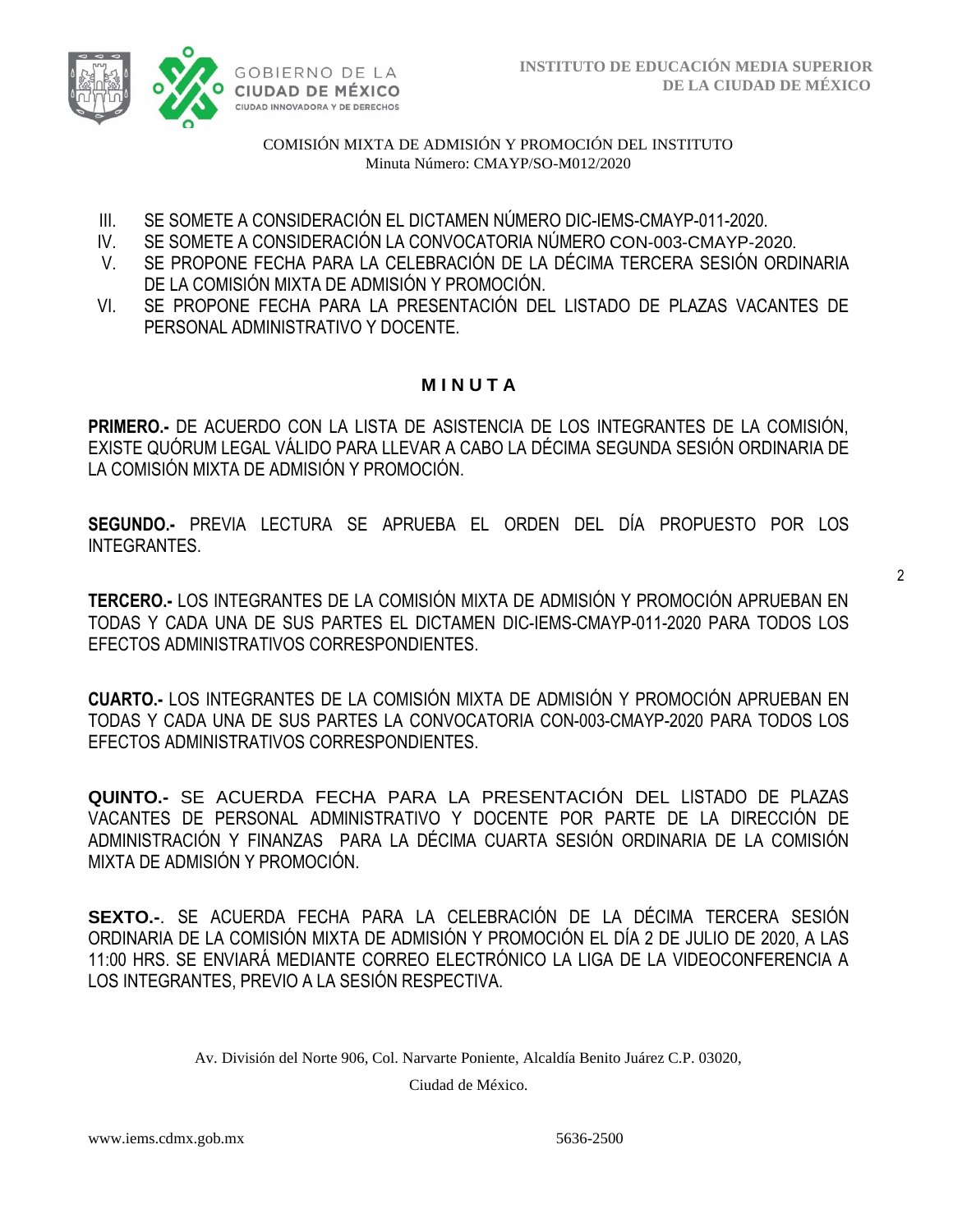COMISIÓN MIXTA DE ADMISIÓN Y PROMOCIÓN DEL INSTITUTO
Minuta Número: CMAYP/SO-M012/2020

III. SE SOMETE A CONSIDERACIÓN EL DICTAMEN NÚMERO DIC-IEMS-CMAYP-011-2020.
IV. SE SOMETE A CONSIDERACIÓN LA CONVOCATORIA NÚMERO CON-003-CMAYP-2020.
V. SE PROPONE FECHA PARA LA CELEBRACIÓN DE LA DÉCIMA TERCERA SESIÓN ORDINARIA DE LA COMISIÓN MIXTA DE ADMISIÓN Y PROMOCIÓN.
VI. SE PROPONE FECHA PARA LA PRESENTACIÓN DEL LISTADO DE PLAZAS VACANTES DE PERSONAL ADMINISTRATIVO Y DOCENTE.

## M I N U T A

**PRIMERO.-** DE ACUERDO CON LA LISTA DE ASISTENCIA DE LOS INTEGRANTES DE LA COMISIÓN, EXISTE QUÓRUM LEGAL VÁLIDO PARA LLEVAR A CABO LA DÉCIMA SEGUNDA SESIÓN ORDINARIA DE LA COMISIÓN MIXTA DE ADMISIÓN Y PROMOCIÓN.

**SEGUNDO.-** PREVIA LECTURA SE APRUEBA EL ORDEN DEL DÍA PROPUESTO POR LOS INTEGRANTES.

**TERCERO.-** LOS INTEGRANTES DE LA COMISIÓN MIXTA DE ADMISIÓN Y PROMOCIÓN APRUEBAN EN TODAS Y CADA UNA DE SUS PARTES EL DICTAMEN DIC-IEMS-CMAYP-011-2020 PARA TODOS LOS EFECTOS ADMINISTRATIVOS CORRESPONDIENTES.

**CUARTO.-** LOS INTEGRANTES DE LA COMISIÓN MIXTA DE ADMISIÓN Y PROMOCIÓN APRUEBAN EN TODAS Y CADA UNA DE SUS PARTES LA CONVOCATORIA CON-003-CMAYP-2020 PARA TODOS LOS EFECTOS ADMINISTRATIVOS CORRESPONDIENTES.

**QUINTO.-** SE ACUERDA FECHA PARA LA PRESENTACIÓN DEL LISTADO DE PLAZAS VACANTES DE PERSONAL ADMINISTRATIVO Y DOCENTE POR PARTE DE LA DIRECCIÓN DE ADMINISTRACIÓN Y FINANZAS PARA LA DÉCIMA CUARTA SESIÓN ORDINARIA DE LA COMISIÓN MIXTA DE ADMISIÓN Y PROMOCIÓN.

**SEXTO.-**. SE ACUERDA FECHA PARA LA CELEBRACIÓN DE LA DÉCIMA TERCERA SESIÓN ORDINARIA DE LA COMISIÓN MIXTA DE ADMISIÓN Y PROMOCIÓN EL DÍA 2 DE JULIO DE 2020, A LAS 11:00 HRS. SE ENVIARÁ MEDIANTE CORREO ELECTRÓNICO LA LIGA DE LA VIDEOCONFERENCIA A LOS INTEGRANTES, PREVIO A LA SESIÓN RESPECTIVA.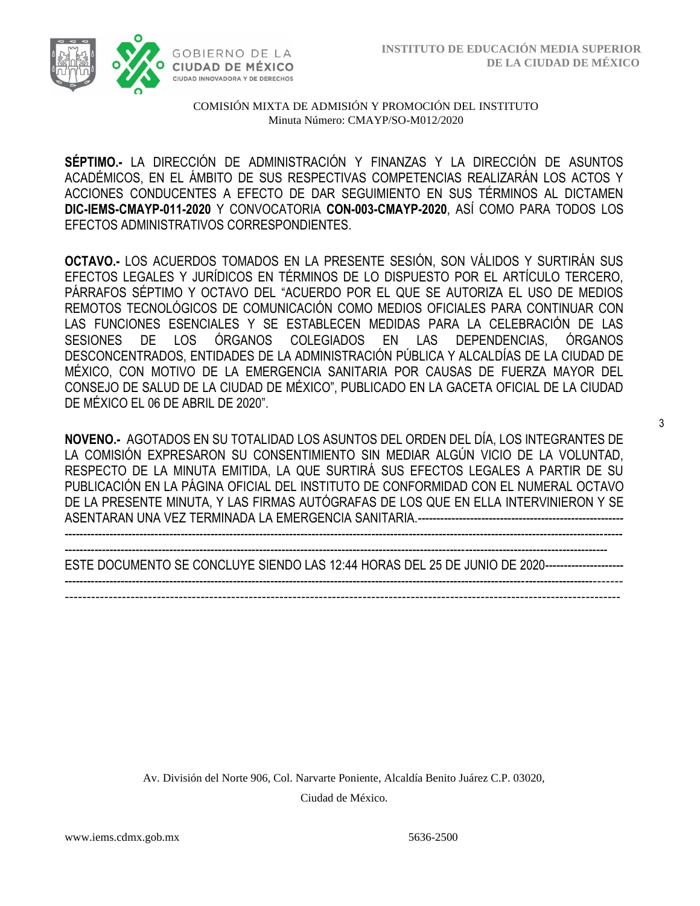SÉPTIMO.- LA DIRECCIÓN DE ADMINISTRACIÓN Y FINANZAS Y LA DIRECCIÓN DE ASUNTOS ACADÉMICOS, EN EL ÁMBITO DE SUS RESPECTIVAS COMPETENCIAS REALIZARÁN LOS ACTOS Y ACCIONES CONDUCENTES A EFECTO DE DAR SEGUIMIENTO EN SUS TÉRMINOS AL DICTAMEN **DIC-IEMS-CMAYP-011-2020** Y CONVOCATORIA **CON-003-CMAYP-2020**, ASÍ COMO PARA TODOS LOS EFECTOS ADMINISTRATIVOS CORRESPONDIENTES.

**OCTAVO.-** LOS ACUERDOS TOMADOS EN LA PRESENTE SESIÓN, SON VÁLIDOS Y SURTIRÁN SUS EFECTOS LEGALES Y JURÍDICOS EN TÉRMINOS DE LO DISPUESTO POR EL ARTÍCULO TERCERO, PÁRRAFOS SÉPTIMO Y OCTAVO DEL "ACUERDO POR EL QUE SE AUTORIZA EL USO DE MEDIOS REMOTOS TECNOLÓGICOS DE COMUNICACIÓN COMO MEDIOS OFICIALES PARA CONTINUAR CON LAS FUNCIONES ESENCIALES Y SE ESTABLECEN MEDIDAS PARA LA CELEBRACIÓN DE LAS SESIONES DE LOS ÓRGANOS COLEGIADOS EN LAS DEPENDENCIAS, ÓRGANOS DESCONCENTRADOS, ENTIDADES DE LA ADMINISTRACIÓN PÚBLICA Y ALCALDÍAS DE LA CIUDAD DE MÉXICO, CON MOTIVO DE LA EMERGENCIA SANITARIA POR CAUSAS DE FUERZA MAYOR DEL CONSEJO DE SALUD DE LA CIUDAD DE MÉXICO", PUBLICADO EN LA GACETA OFICIAL DE LA CIUDAD DE MÉXICO EL 06 DE ABRIL DE 2020".

**NOVENO.-** AGOTADOS EN SU TOTALIDAD LOS ASUNTOS DEL ORDEN DEL DÍA, LOS INTEGRANTES DE LA COMISIÓN EXPRESARON SU CONSENTIMIENTO SIN MEDIAR ALGÚN VICIO DE LA VOLUNTAD, RESPECTO DE LA MINUTA EMITIDA, LA QUE SURTIRÁ SUS EFECTOS LEGALES A PARTIR DE SU PUBLICACIÓN EN LA PÁGINA OFICIAL DEL INSTITUTO DE CONFORMIDAD CON EL NUMERAL OCTAVO DE LA PRESENTE MINUTA, Y LAS FIRMAS AUTÓGRAFAS DE LOS QUE EN ELLA INTERVINIERON Y SE ASENTARAN UNA VEZ TERMINADA LA EMERGENCIA SANITARIA.-----------------------------------------------------
-----------------------------------------------------------------------------------------------------------------------------------------------
--------------------------------------------------------------------------------------------------------------------------------------------

ESTE DOCUMENTO SE CONCLUYE SIENDO LAS 12:44 HORAS DEL 25 DE JUNIO DE 2020--------------------
-----------------------------------------------------------------------------------------------------------------------------------------------
------------------------------------------------------------------------------------------------------------------------------------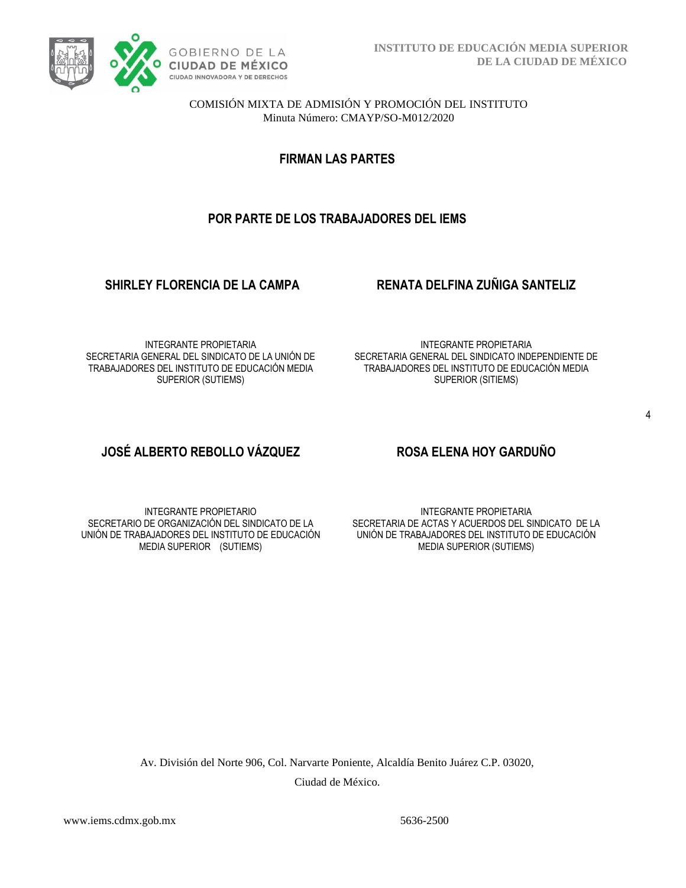COMISIÓN MIXTA DE ADMISIÓN Y PROMOCIÓN DEL INSTITUTO
Minuta Número: CMAYP/SO-M012/2020

## FIRMAN LAS PARTES

## POR PARTE DE LOS TRABAJADORES DEL IEMS

**SHIRLEY FLORENCIA DE LA CAMPA**

INTEGRANTE PROPIETARIA
SECRETARIA GENERAL DEL SINDICATO DE LA UNIÓN DE TRABAJADORES DEL INSTITUTO DE EDUCACIÓN MEDIA SUPERIOR (SUTIEMS)

**RENATA DELFINA ZUÑIGA SANTELIZ**

INTEGRANTE PROPIETARIA
SECRETARIA GENERAL DEL SINDICATO INDEPENDIENTE DE TRABAJADORES DEL INSTITUTO DE EDUCACIÓN MEDIA SUPERIOR (SITIEMS)

**JOSÉ ALBERTO REBOLLO VÁZQUEZ**

INTEGRANTE PROPIETARIO
SECRETARIO DE ORGANIZACIÓN DEL SINDICATO DE LA UNIÓN DE TRABAJADORES DEL INSTITUTO DE EDUCACIÓN MEDIA SUPERIOR (SUTIEMS)

**ROSA ELENA HOY GARDUÑO**

INTEGRANTE PROPIETARIA
SECRETARIA DE ACTAS Y ACUERDOS DEL SINDICATO DE LA UNIÓN DE TRABAJADORES DEL INSTITUTO DE EDUCACIÓN MEDIA SUPERIOR (SUTIEMS)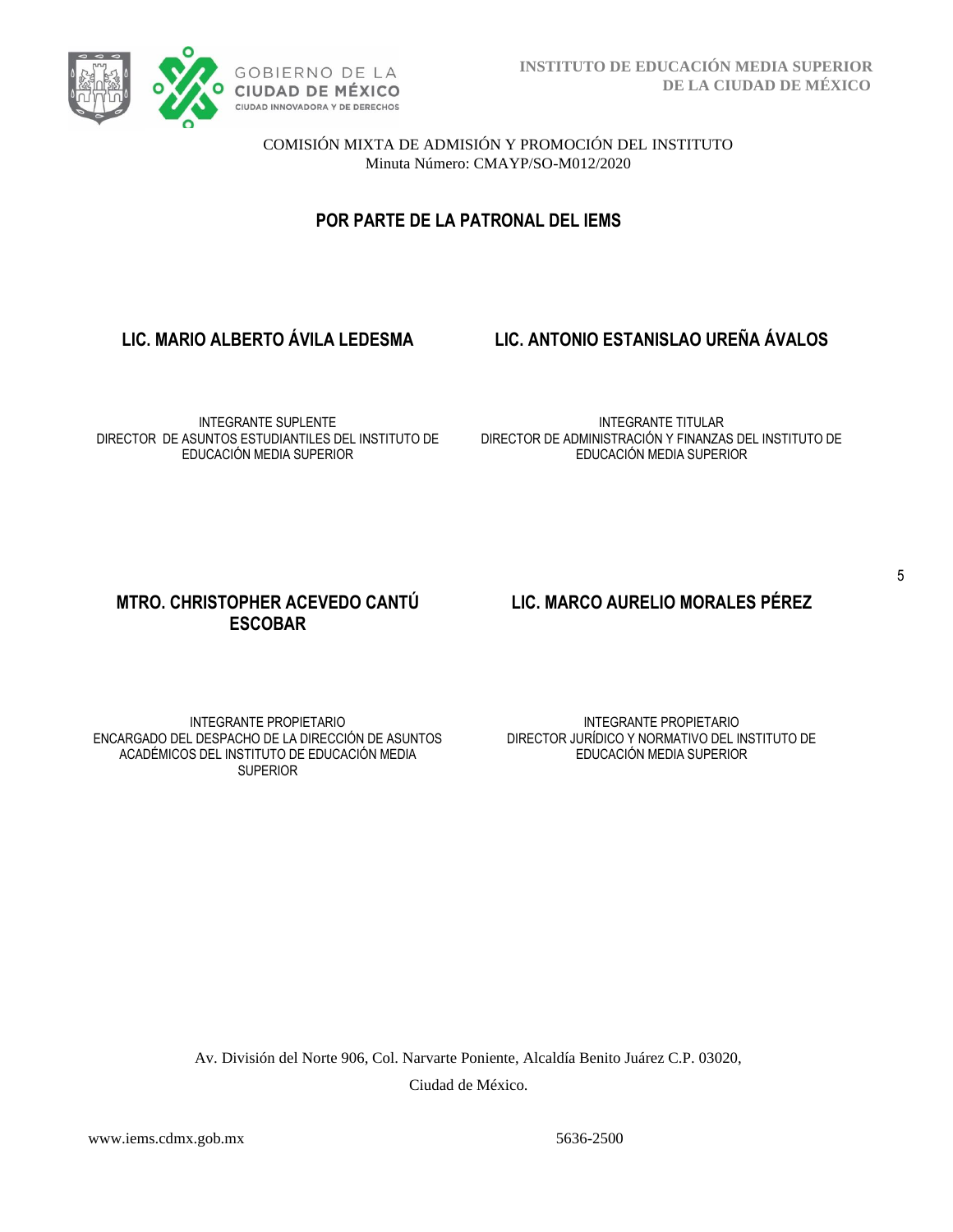COMISIÓN MIXTA DE ADMISIÓN Y PROMOCIÓN DEL INSTITUTO
Minuta Número: CMAYP/SO-M012/2020

## POR PARTE DE LA PATRONAL DEL IEMS

**LIC. MARIO ALBERTO ÁVILA LEDESMA**

INTEGRANTE SUPLENTE
DIRECTOR DE ASUNTOS ESTUDIANTILES DEL INSTITUTO DE EDUCACIÓN MEDIA SUPERIOR

**LIC. ANTONIO ESTANISLAO UREÑA ÁVALOS**

INTEGRANTE TITULAR
DIRECTOR DE ADMINISTRACIÓN Y FINANZAS DEL INSTITUTO DE EDUCACIÓN MEDIA SUPERIOR

**MTRO. CHRISTOPHER ACEVEDO CANTÚ ESCOBAR**

INTEGRANTE PROPIETARIO
ENCARGADO DEL DESPACHO DE LA DIRECCIÓN DE ASUNTOS ACADÉMICOS DEL INSTITUTO DE EDUCACIÓN MEDIA SUPERIOR

**LIC. MARCO AURELIO MORALES PÉREZ**

INTEGRANTE PROPIETARIO
DIRECTOR JURÍDICO Y NORMATIVO DEL INSTITUTO DE EDUCACIÓN MEDIA SUPERIOR